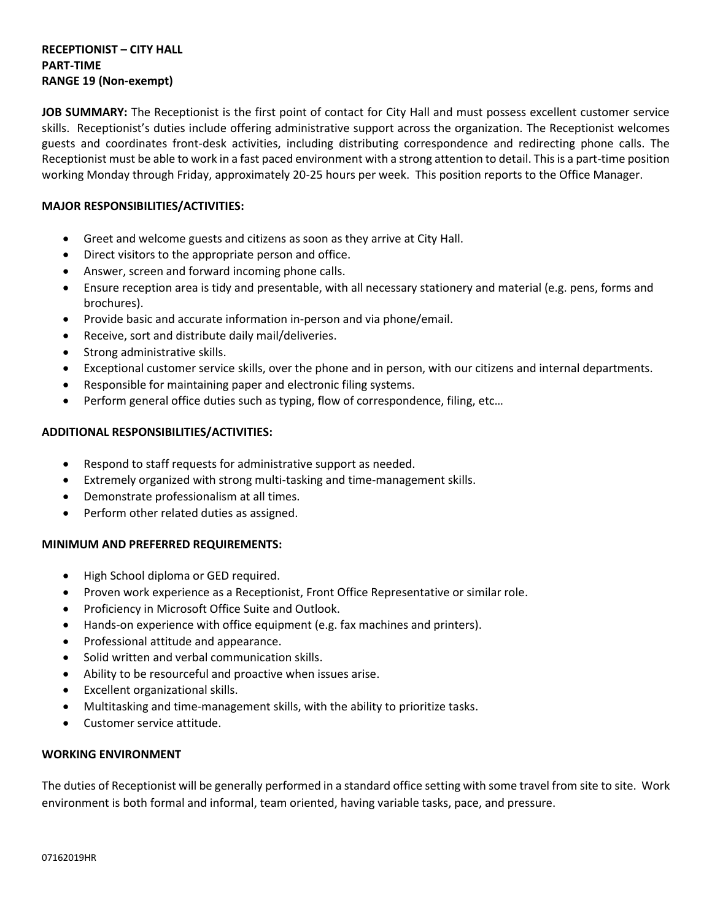**RECEPTIONIST – CITY HALL**
**PART-TIME**
**RANGE 19 (Non-exempt)**

**JOB SUMMARY:** The Receptionist is the first point of contact for City Hall and must possess excellent customer service skills. Receptionist's duties include offering administrative support across the organization. The Receptionist welcomes guests and coordinates front-desk activities, including distributing correspondence and redirecting phone calls. The Receptionist must be able to work in a fast paced environment with a strong attention to detail. This is a part-time position working Monday through Friday, approximately 20-25 hours per week. This position reports to the Office Manager.

**MAJOR RESPONSIBILITIES/ACTIVITIES:**

- Greet and welcome guests and citizens as soon as they arrive at City Hall.
- Direct visitors to the appropriate person and office.
- Answer, screen and forward incoming phone calls.
- Ensure reception area is tidy and presentable, with all necessary stationery and material (e.g. pens, forms and brochures).
- Provide basic and accurate information in-person and via phone/email.
- Receive, sort and distribute daily mail/deliveries.
- Strong administrative skills.
- Exceptional customer service skills, over the phone and in person, with our citizens and internal departments.
- Responsible for maintaining paper and electronic filing systems.
- Perform general office duties such as typing, flow of correspondence, filing, etc…

**ADDITIONAL RESPONSIBILITIES/ACTIVITIES:**

- Respond to staff requests for administrative support as needed.
- Extremely organized with strong multi-tasking and time-management skills.
- Demonstrate professionalism at all times.
- Perform other related duties as assigned.

**MINIMUM AND PREFERRED REQUIREMENTS:**

- High School diploma or GED required.
- Proven work experience as a Receptionist, Front Office Representative or similar role.
- Proficiency in Microsoft Office Suite and Outlook.
- Hands-on experience with office equipment (e.g. fax machines and printers).
- Professional attitude and appearance.
- Solid written and verbal communication skills.
- Ability to be resourceful and proactive when issues arise.
- Excellent organizational skills.
- Multitasking and time-management skills, with the ability to prioritize tasks.
- Customer service attitude.

**WORKING ENVIRONMENT**

The duties of Receptionist will be generally performed in a standard office setting with some travel from site to site. Work environment is both formal and informal, team oriented, having variable tasks, pace, and pressure.

07162019HR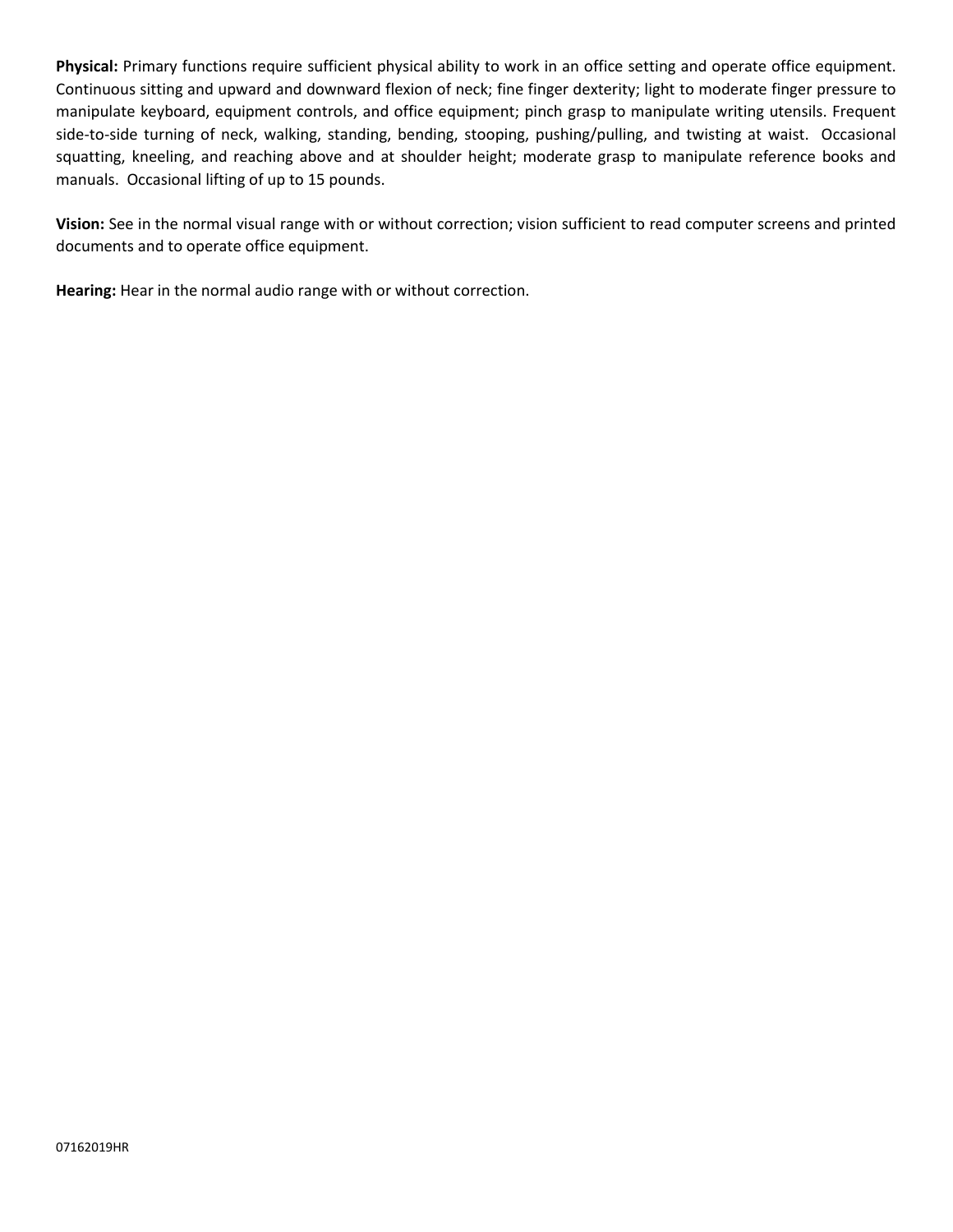**Physical:** Primary functions require sufficient physical ability to work in an office setting and operate office equipment. Continuous sitting and upward and downward flexion of neck; fine finger dexterity; light to moderate finger pressure to manipulate keyboard, equipment controls, and office equipment; pinch grasp to manipulate writing utensils. Frequent side-to-side turning of neck, walking, standing, bending, stooping, pushing/pulling, and twisting at waist. Occasional squatting, kneeling, and reaching above and at shoulder height; moderate grasp to manipulate reference books and manuals. Occasional lifting of up to 15 pounds.

**Vision:** See in the normal visual range with or without correction; vision sufficient to read computer screens and printed documents and to operate office equipment.

**Hearing:** Hear in the normal audio range with or without correction.

07162019HR